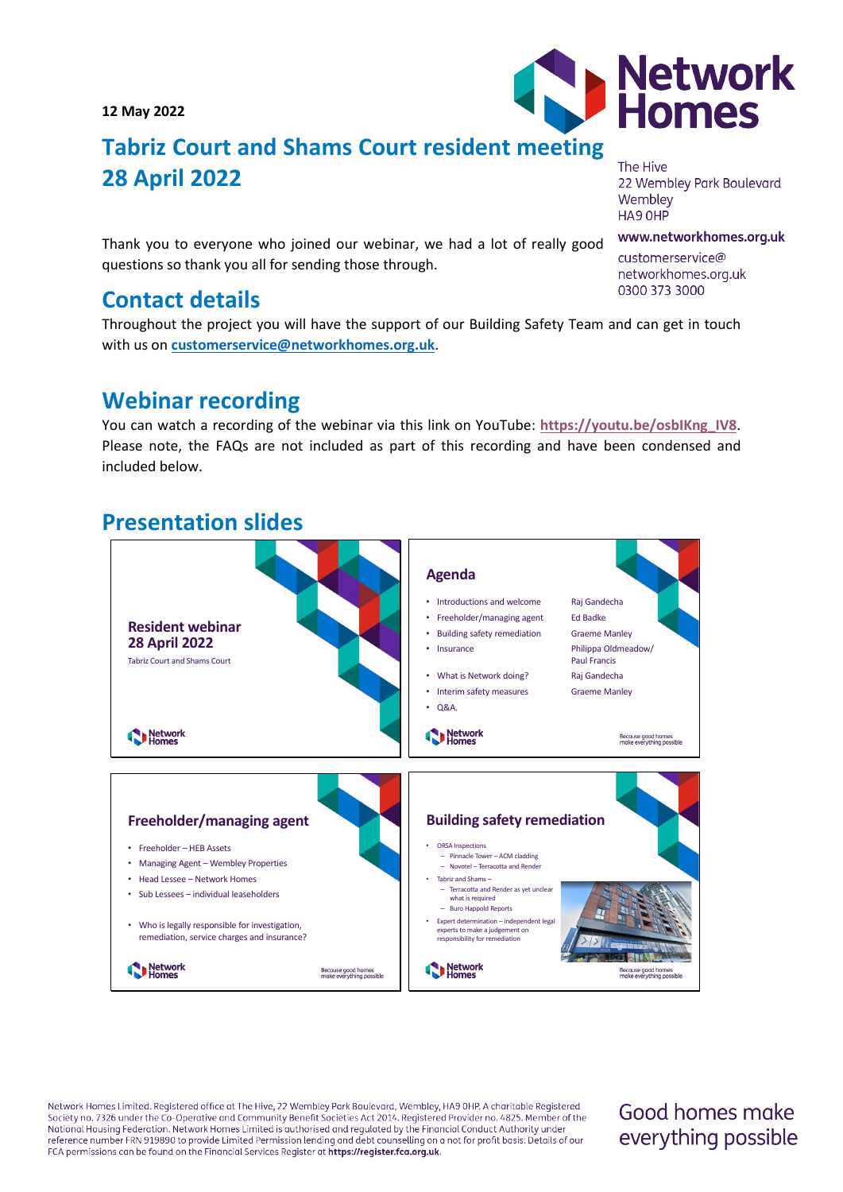12 May 2022

# Tabriz Court and Shams Court resident meeting 28 April 2022

The Hive
22 Wembley Park Boulevard
Wembley
HA9 0HP

**www.networkhomes.org.uk**
customerservice@networkhomes.org.uk
0300 373 3000

Thank you to everyone who joined our webinar, we had a lot of really good questions so thank you all for sending those through.

## Contact details

Throughout the project you will have the support of our Building Safety Team and can get in touch with us on **customerservice@networkhomes.org.uk**.

## Webinar recording

You can watch a recording of the webinar via this link on YouTube: **https://youtu.be/osbIKng_IV8**. Please note, the FAQs are not included as part of this recording and have been condensed and included below.

## Presentation slides

**Resident webinar 28 April 2022**

Tabriz Court and Shams Court

**Agenda**

- Introductions and welcome — Raj Gandecha
- Freeholder/managing agent — Ed Badke
- Building safety remediation — Graeme Manley
- Insurance — Philippa Oldmeadow/ Paul Francis
- What is Network doing? — Raj Gandecha
- Interim safety measures — Graeme Manley
- Q&A.

**Freeholder/managing agent**

- Freeholder – HEB Assets
- Managing Agent – Wembley Properties
- Head Lessee – Network Homes
- Sub Lessees – individual leaseholders

- Who is legally responsible for investigation, remediation, service charges and insurance?

**Building safety remediation**

- ORSA Inspections
  - Pinnacle Tower – ACM cladding
  - Novotel – Terracotta and Render
- Tabriz and Shams –
  - Terracotta and Render as yet unclear what is required
  - Buro Happold Reports
- Expert determination – independent legal experts to make a judgement on responsibility for remediation

Network Homes Limited. Registered office at The Hive, 22 Wembley Park Boulevard, Wembley, HA9 0HP. A charitable Registered Society no. 7326 under the Co-Operative and Community Benefit Societies Act 2014. Registered Provider no. 4825. Member of the National Housing Federation. Network Homes Limited is authorised and regulated by the Financial Conduct Authority under reference number FRN 919890 to provide Limited Permission lending and debt counselling on a not for profit basis. Details of our FCA permissions can be found on the Financial Services Register at **https://register.fca.org.uk**.

Good homes make everything possible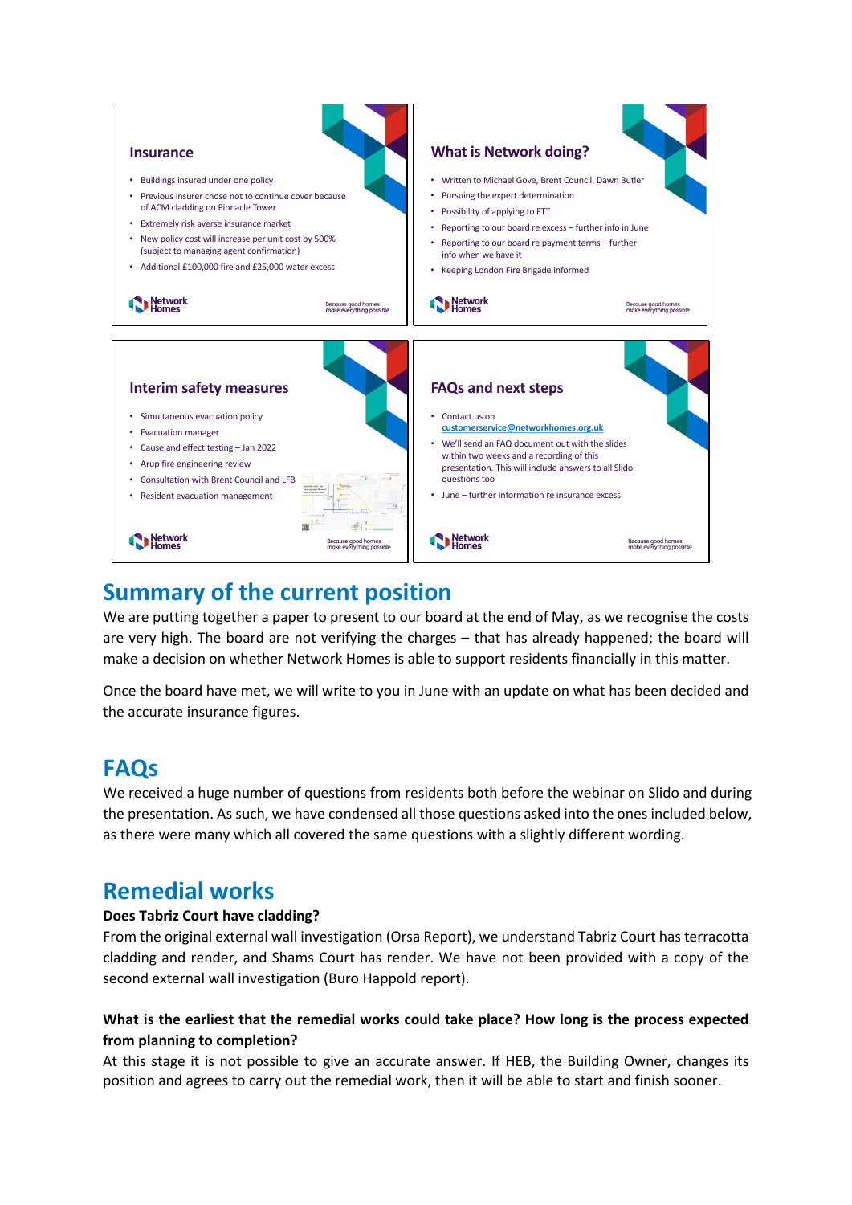### Insurance

- Buildings insured under one policy
- Previous insurer chose not to continue cover because of ACM cladding on Pinnacle Tower
- Extremely risk averse insurance market
- New policy cost will increase per unit cost by 500% (subject to managing agent confirmation)
- Additional £100,000 fire and £25,000 water excess

### What is Network doing?

- Written to Michael Gove, Brent Council, Dawn Butler
- Pursuing the expert determination
- Possibility of applying to FTT
- Reporting to our board re excess – further info in June
- Reporting to our board re payment terms – further info when we have it
- Keeping London Fire Brigade informed

### Interim safety measures

- Simultaneous evacuation policy
- Evacuation manager
- Cause and effect testing – Jan 2022
- Arup fire engineering review
- Consultation with Brent Council and LFB
- Resident evacuation management

### FAQs and next steps

- Contact us on **customerservice@networkhomes.org.uk**
- We'll send an FAQ document out with the slides within two weeks and a recording of this presentation. This will include answers to all Slido questions too
- June – further information re insurance excess

## Summary of the current position

We are putting together a paper to present to our board at the end of May, as we recognise the costs are very high. The board are not verifying the charges – that has already happened; the board will make a decision on whether Network Homes is able to support residents financially in this matter.

Once the board have met, we will write to you in June with an update on what has been decided and the accurate insurance figures.

## FAQs

We received a huge number of questions from residents both before the webinar on Slido and during the presentation. As such, we have condensed all those questions asked into the ones included below, as there were many which all covered the same questions with a slightly different wording.

## Remedial works

**Does Tabriz Court have cladding?**

From the original external wall investigation (Orsa Report), we understand Tabriz Court has terracotta cladding and render, and Shams Court has render. We have not been provided with a copy of the second external wall investigation (Buro Happold report).

**What is the earliest that the remedial works could take place? How long is the process expected from planning to completion?**

At this stage it is not possible to give an accurate answer. If HEB, the Building Owner, changes its position and agrees to carry out the remedial work, then it will be able to start and finish sooner.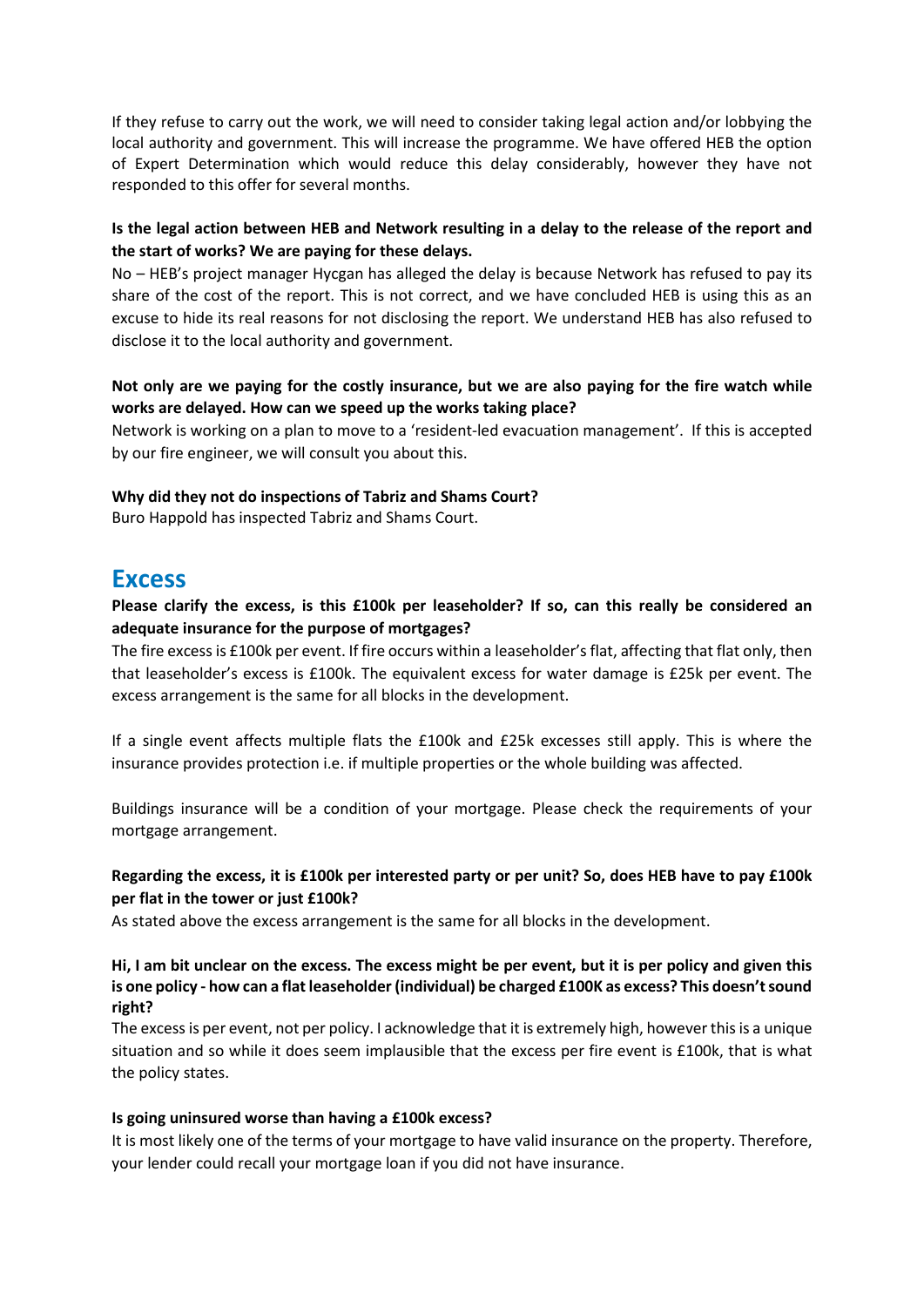If they refuse to carry out the work, we will need to consider taking legal action and/or lobbying the local authority and government. This will increase the programme. We have offered HEB the option of Expert Determination which would reduce this delay considerably, however they have not responded to this offer for several months.

**Is the legal action between HEB and Network resulting in a delay to the release of the report and the start of works? We are paying for these delays.**

No – HEB's project manager Hycgan has alleged the delay is because Network has refused to pay its share of the cost of the report. This is not correct, and we have concluded HEB is using this as an excuse to hide its real reasons for not disclosing the report. We understand HEB has also refused to disclose it to the local authority and government.

**Not only are we paying for the costly insurance, but we are also paying for the fire watch while works are delayed. How can we speed up the works taking place?**

Network is working on a plan to move to a 'resident-led evacuation management'. If this is accepted by our fire engineer, we will consult you about this.

**Why did they not do inspections of Tabriz and Shams Court?**

Buro Happold has inspected Tabriz and Shams Court.

## Excess

**Please clarify the excess, is this £100k per leaseholder? If so, can this really be considered an adequate insurance for the purpose of mortgages?**

The fire excess is £100k per event. If fire occurs within a leaseholder's flat, affecting that flat only, then that leaseholder's excess is £100k. The equivalent excess for water damage is £25k per event. The excess arrangement is the same for all blocks in the development.

If a single event affects multiple flats the £100k and £25k excesses still apply. This is where the insurance provides protection i.e. if multiple properties or the whole building was affected.

Buildings insurance will be a condition of your mortgage. Please check the requirements of your mortgage arrangement.

**Regarding the excess, it is £100k per interested party or per unit? So, does HEB have to pay £100k per flat in the tower or just £100k?**

As stated above the excess arrangement is the same for all blocks in the development.

**Hi, I am bit unclear on the excess. The excess might be per event, but it is per policy and given this is one policy - how can a flat leaseholder (individual) be charged £100K as excess? This doesn't sound right?**

The excess is per event, not per policy. I acknowledge that it is extremely high, however this is a unique situation and so while it does seem implausible that the excess per fire event is £100k, that is what the policy states.

**Is going uninsured worse than having a £100k excess?**

It is most likely one of the terms of your mortgage to have valid insurance on the property. Therefore, your lender could recall your mortgage loan if you did not have insurance.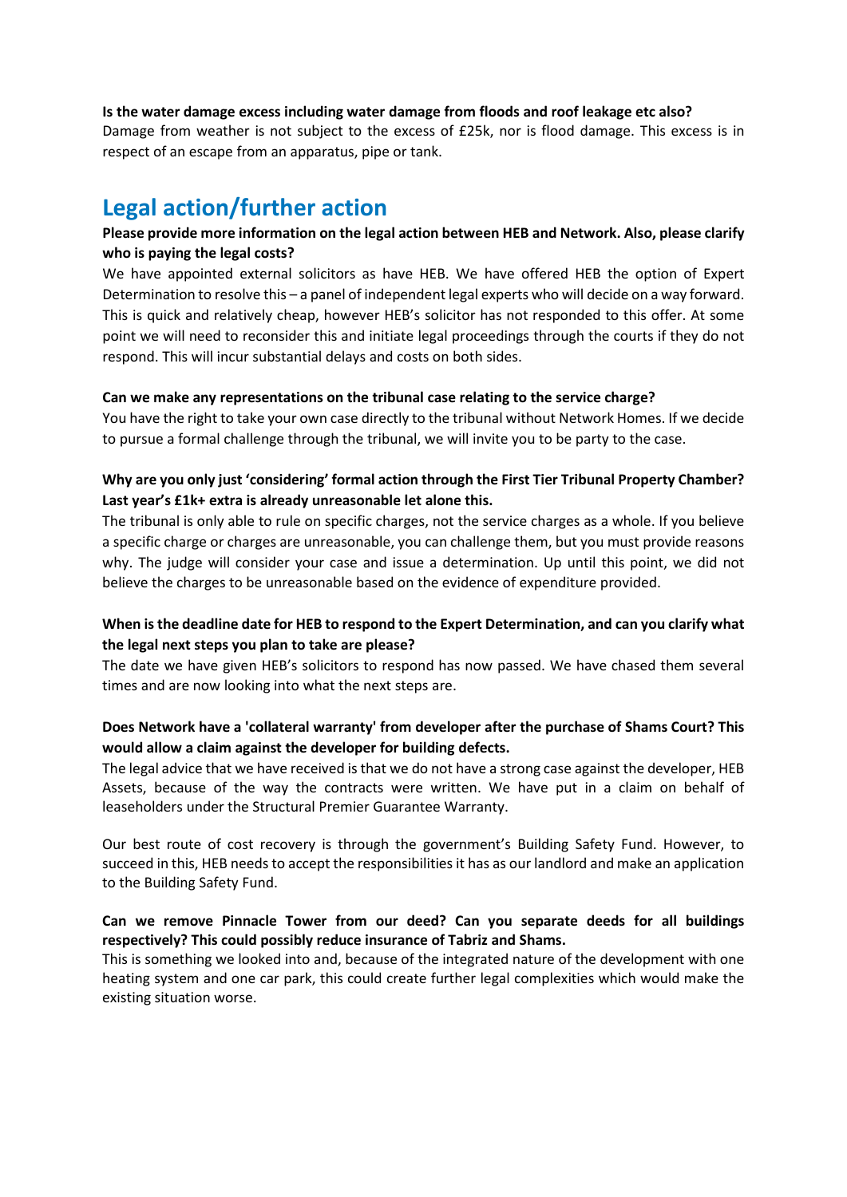**Is the water damage excess including water damage from floods and roof leakage etc also?**
Damage from weather is not subject to the excess of £25k, nor is flood damage. This excess is in respect of an escape from an apparatus, pipe or tank.

## Legal action/further action

**Please provide more information on the legal action between HEB and Network. Also, please clarify who is paying the legal costs?**
We have appointed external solicitors as have HEB. We have offered HEB the option of Expert Determination to resolve this – a panel of independent legal experts who will decide on a way forward. This is quick and relatively cheap, however HEB's solicitor has not responded to this offer. At some point we will need to reconsider this and initiate legal proceedings through the courts if they do not respond. This will incur substantial delays and costs on both sides.

**Can we make any representations on the tribunal case relating to the service charge?**
You have the right to take your own case directly to the tribunal without Network Homes. If we decide to pursue a formal challenge through the tribunal, we will invite you to be party to the case.

**Why are you only just 'considering' formal action through the First Tier Tribunal Property Chamber? Last year's £1k+ extra is already unreasonable let alone this.**
The tribunal is only able to rule on specific charges, not the service charges as a whole. If you believe a specific charge or charges are unreasonable, you can challenge them, but you must provide reasons why. The judge will consider your case and issue a determination. Up until this point, we did not believe the charges to be unreasonable based on the evidence of expenditure provided.

**When is the deadline date for HEB to respond to the Expert Determination, and can you clarify what the legal next steps you plan to take are please?**
The date we have given HEB's solicitors to respond has now passed. We have chased them several times and are now looking into what the next steps are.

**Does Network have a 'collateral warranty' from developer after the purchase of Shams Court? This would allow a claim against the developer for building defects.**
The legal advice that we have received is that we do not have a strong case against the developer, HEB Assets, because of the way the contracts were written. We have put in a claim on behalf of leaseholders under the Structural Premier Guarantee Warranty.

Our best route of cost recovery is through the government's Building Safety Fund. However, to succeed in this, HEB needs to accept the responsibilities it has as our landlord and make an application to the Building Safety Fund.

**Can we remove Pinnacle Tower from our deed? Can you separate deeds for all buildings respectively? This could possibly reduce insurance of Tabriz and Shams.**
This is something we looked into and, because of the integrated nature of the development with one heating system and one car park, this could create further legal complexities which would make the existing situation worse.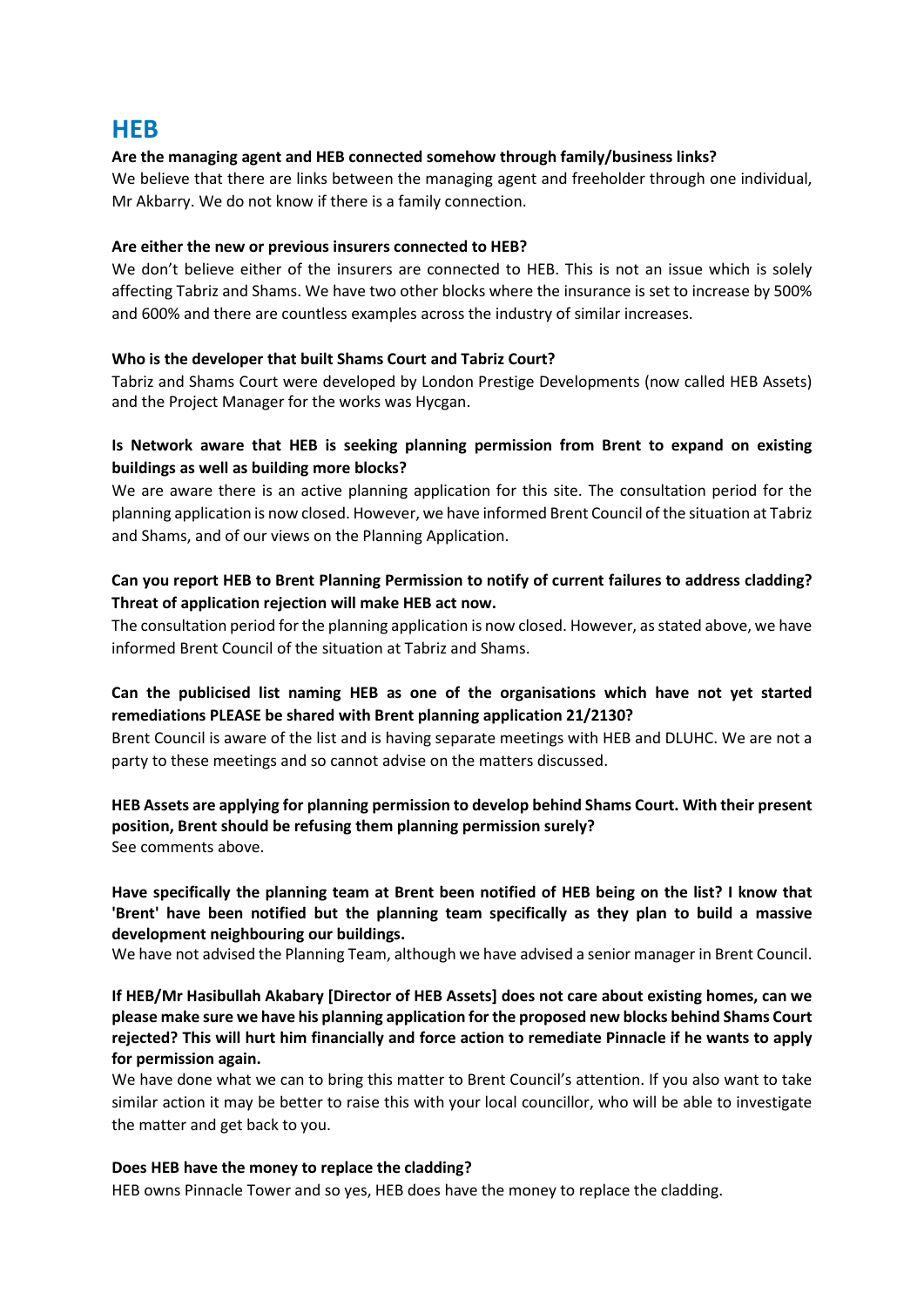# HEB

**Are the managing agent and HEB connected somehow through family/business links?**

We believe that there are links between the managing agent and freeholder through one individual, Mr Akbarry. We do not know if there is a family connection.

**Are either the new or previous insurers connected to HEB?**

We don't believe either of the insurers are connected to HEB. This is not an issue which is solely affecting Tabriz and Shams. We have two other blocks where the insurance is set to increase by 500% and 600% and there are countless examples across the industry of similar increases.

**Who is the developer that built Shams Court and Tabriz Court?**

Tabriz and Shams Court were developed by London Prestige Developments (now called HEB Assets) and the Project Manager for the works was Hycgan.

**Is Network aware that HEB is seeking planning permission from Brent to expand on existing buildings as well as building more blocks?**

We are aware there is an active planning application for this site. The consultation period for the planning application is now closed. However, we have informed Brent Council of the situation at Tabriz and Shams, and of our views on the Planning Application.

**Can you report HEB to Brent Planning Permission to notify of current failures to address cladding? Threat of application rejection will make HEB act now.**

The consultation period for the planning application is now closed. However, as stated above, we have informed Brent Council of the situation at Tabriz and Shams.

**Can the publicised list naming HEB as one of the organisations which have not yet started remediations PLEASE be shared with Brent planning application 21/2130?**

Brent Council is aware of the list and is having separate meetings with HEB and DLUHC. We are not a party to these meetings and so cannot advise on the matters discussed.

**HEB Assets are applying for planning permission to develop behind Shams Court. With their present position, Brent should be refusing them planning permission surely?**

See comments above.

**Have specifically the planning team at Brent been notified of HEB being on the list? I know that 'Brent' have been notified but the planning team specifically as they plan to build a massive development neighbouring our buildings.**

We have not advised the Planning Team, although we have advised a senior manager in Brent Council.

**If HEB/Mr Hasibullah Akabary [Director of HEB Assets] does not care about existing homes, can we please make sure we have his planning application for the proposed new blocks behind Shams Court rejected? This will hurt him financially and force action to remediate Pinnacle if he wants to apply for permission again.**

We have done what we can to bring this matter to Brent Council's attention. If you also want to take similar action it may be better to raise this with your local councillor, who will be able to investigate the matter and get back to you.

**Does HEB have the money to replace the cladding?**

HEB owns Pinnacle Tower and so yes, HEB does have the money to replace the cladding.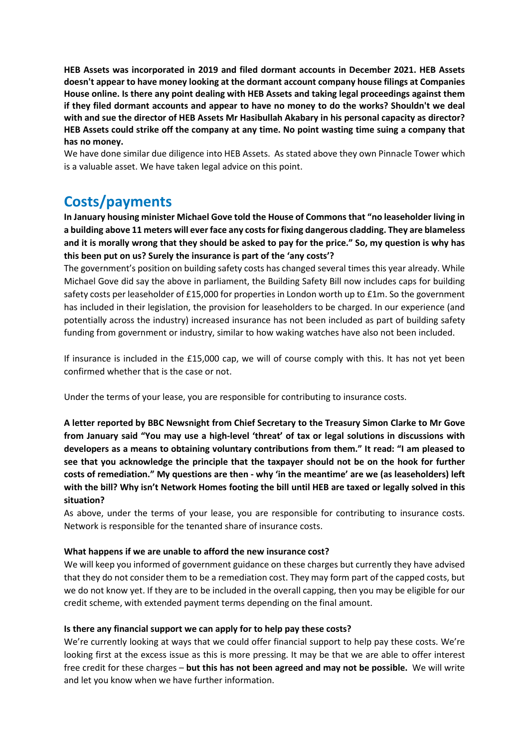**HEB Assets was incorporated in 2019 and filed dormant accounts in December 2021. HEB Assets doesn't appear to have money looking at the dormant account company house filings at Companies House online. Is there any point dealing with HEB Assets and taking legal proceedings against them if they filed dormant accounts and appear to have no money to do the works? Shouldn't we deal with and sue the director of HEB Assets Mr Hasibullah Akabary in his personal capacity as director? HEB Assets could strike off the company at any time. No point wasting time suing a company that has no money.**

We have done similar due diligence into HEB Assets. As stated above they own Pinnacle Tower which is a valuable asset. We have taken legal advice on this point.

## Costs/payments

**In January housing minister Michael Gove told the House of Commons that "no leaseholder living in a building above 11 meters will ever face any costs for fixing dangerous cladding. They are blameless and it is morally wrong that they should be asked to pay for the price." So, my question is why has this been put on us? Surely the insurance is part of the 'any costs'?**

The government's position on building safety costs has changed several times this year already. While Michael Gove did say the above in parliament, the Building Safety Bill now includes caps for building safety costs per leaseholder of £15,000 for properties in London worth up to £1m. So the government has included in their legislation, the provision for leaseholders to be charged. In our experience (and potentially across the industry) increased insurance has not been included as part of building safety funding from government or industry, similar to how waking watches have also not been included.

If insurance is included in the £15,000 cap, we will of course comply with this. It has not yet been confirmed whether that is the case or not.

Under the terms of your lease, you are responsible for contributing to insurance costs.

**A letter reported by BBC Newsnight from Chief Secretary to the Treasury Simon Clarke to Mr Gove from January said "You may use a high-level 'threat' of tax or legal solutions in discussions with developers as a means to obtaining voluntary contributions from them." It read: "I am pleased to see that you acknowledge the principle that the taxpayer should not be on the hook for further costs of remediation." My questions are then - why 'in the meantime' are we (as leaseholders) left with the bill? Why isn't Network Homes footing the bill until HEB are taxed or legally solved in this situation?**

As above, under the terms of your lease, you are responsible for contributing to insurance costs. Network is responsible for the tenanted share of insurance costs.

**What happens if we are unable to afford the new insurance cost?**

We will keep you informed of government guidance on these charges but currently they have advised that they do not consider them to be a remediation cost. They may form part of the capped costs, but we do not know yet. If they are to be included in the overall capping, then you may be eligible for our credit scheme, with extended payment terms depending on the final amount.

**Is there any financial support we can apply for to help pay these costs?**

We're currently looking at ways that we could offer financial support to help pay these costs. We're looking first at the excess issue as this is more pressing. It may be that we are able to offer interest free credit for these charges – **but this has not been agreed and may not be possible.** We will write and let you know when we have further information.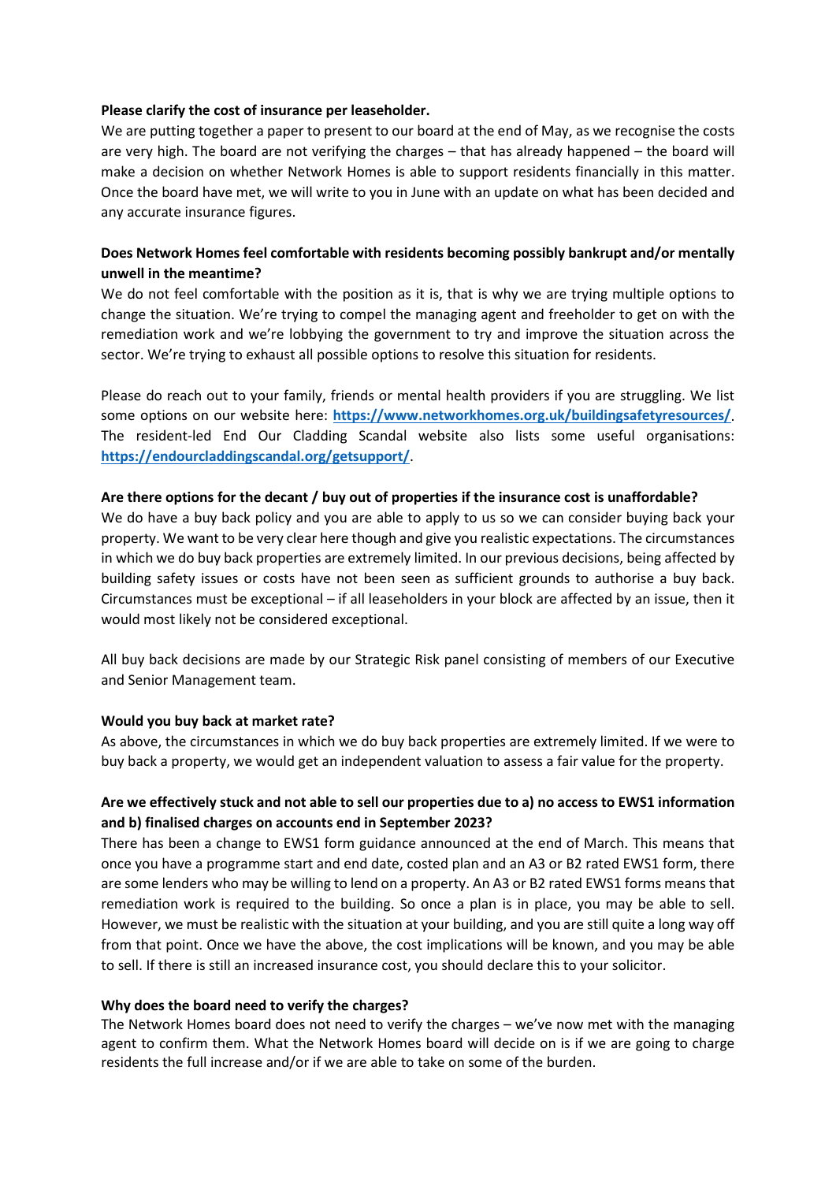**Please clarify the cost of insurance per leaseholder.**

We are putting together a paper to present to our board at the end of May, as we recognise the costs are very high. The board are not verifying the charges – that has already happened – the board will make a decision on whether Network Homes is able to support residents financially in this matter. Once the board have met, we will write to you in June with an update on what has been decided and any accurate insurance figures.

**Does Network Homes feel comfortable with residents becoming possibly bankrupt and/or mentally unwell in the meantime?**

We do not feel comfortable with the position as it is, that is why we are trying multiple options to change the situation. We're trying to compel the managing agent and freeholder to get on with the remediation work and we're lobbying the government to try and improve the situation across the sector. We're trying to exhaust all possible options to resolve this situation for residents.

Please do reach out to your family, friends or mental health providers if you are struggling. We list some options on our website here: **https://www.networkhomes.org.uk/buildingsafetyresources/**. The resident-led End Our Cladding Scandal website also lists some useful organisations: **https://endourcladdingscandal.org/getsupport/**.

**Are there options for the decant / buy out of properties if the insurance cost is unaffordable?**

We do have a buy back policy and you are able to apply to us so we can consider buying back your property. We want to be very clear here though and give you realistic expectations. The circumstances in which we do buy back properties are extremely limited. In our previous decisions, being affected by building safety issues or costs have not been seen as sufficient grounds to authorise a buy back. Circumstances must be exceptional – if all leaseholders in your block are affected by an issue, then it would most likely not be considered exceptional.

All buy back decisions are made by our Strategic Risk panel consisting of members of our Executive and Senior Management team.

**Would you buy back at market rate?**

As above, the circumstances in which we do buy back properties are extremely limited. If we were to buy back a property, we would get an independent valuation to assess a fair value for the property.

**Are we effectively stuck and not able to sell our properties due to a) no access to EWS1 information and b) finalised charges on accounts end in September 2023?**

There has been a change to EWS1 form guidance announced at the end of March. This means that once you have a programme start and end date, costed plan and an A3 or B2 rated EWS1 form, there are some lenders who may be willing to lend on a property. An A3 or B2 rated EWS1 forms means that remediation work is required to the building. So once a plan is in place, you may be able to sell. However, we must be realistic with the situation at your building, and you are still quite a long way off from that point. Once we have the above, the cost implications will be known, and you may be able to sell. If there is still an increased insurance cost, you should declare this to your solicitor.

**Why does the board need to verify the charges?**

The Network Homes board does not need to verify the charges – we've now met with the managing agent to confirm them. What the Network Homes board will decide on is if we are going to charge residents the full increase and/or if we are able to take on some of the burden.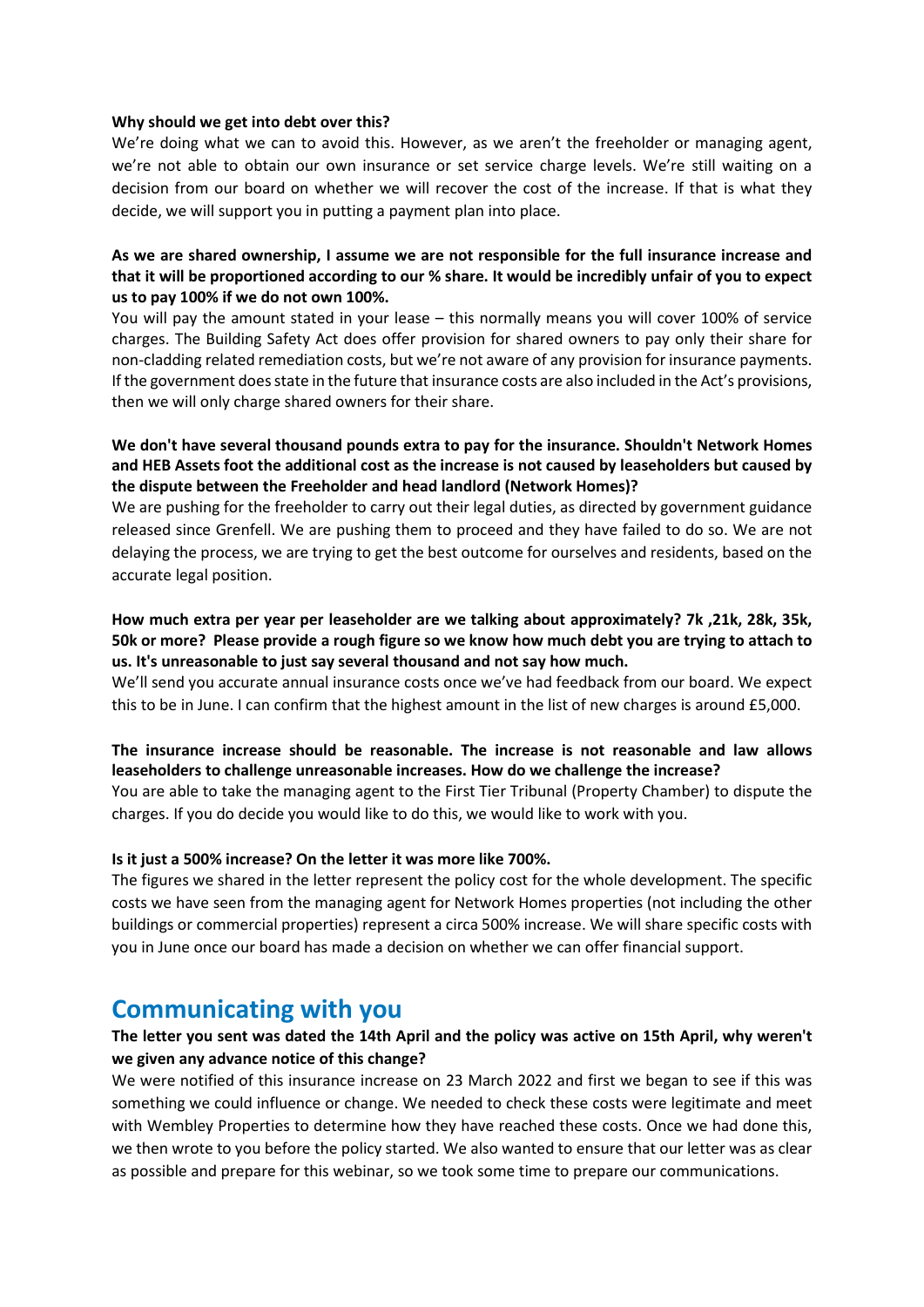**Why should we get into debt over this?**

We're doing what we can to avoid this. However, as we aren't the freeholder or managing agent, we're not able to obtain our own insurance or set service charge levels. We're still waiting on a decision from our board on whether we will recover the cost of the increase. If that is what they decide, we will support you in putting a payment plan into place.

**As we are shared ownership, I assume we are not responsible for the full insurance increase and that it will be proportioned according to our % share. It would be incredibly unfair of you to expect us to pay 100% if we do not own 100%.**

You will pay the amount stated in your lease – this normally means you will cover 100% of service charges. The Building Safety Act does offer provision for shared owners to pay only their share for non-cladding related remediation costs, but we're not aware of any provision for insurance payments. If the government does state in the future that insurance costs are also included in the Act's provisions, then we will only charge shared owners for their share.

**We don't have several thousand pounds extra to pay for the insurance. Shouldn't Network Homes and HEB Assets foot the additional cost as the increase is not caused by leaseholders but caused by the dispute between the Freeholder and head landlord (Network Homes)?**

We are pushing for the freeholder to carry out their legal duties, as directed by government guidance released since Grenfell. We are pushing them to proceed and they have failed to do so. We are not delaying the process, we are trying to get the best outcome for ourselves and residents, based on the accurate legal position.

**How much extra per year per leaseholder are we talking about approximately? 7k ,21k, 28k, 35k, 50k or more? Please provide a rough figure so we know how much debt you are trying to attach to us. It's unreasonable to just say several thousand and not say how much.**

We'll send you accurate annual insurance costs once we've had feedback from our board. We expect this to be in June. I can confirm that the highest amount in the list of new charges is around £5,000.

**The insurance increase should be reasonable. The increase is not reasonable and law allows leaseholders to challenge unreasonable increases. How do we challenge the increase?**

You are able to take the managing agent to the First Tier Tribunal (Property Chamber) to dispute the charges. If you do decide you would like to do this, we would like to work with you.

**Is it just a 500% increase? On the letter it was more like 700%.**

The figures we shared in the letter represent the policy cost for the whole development. The specific costs we have seen from the managing agent for Network Homes properties (not including the other buildings or commercial properties) represent a circa 500% increase. We will share specific costs with you in June once our board has made a decision on whether we can offer financial support.

## Communicating with you

**The letter you sent was dated the 14th April and the policy was active on 15th April, why weren't we given any advance notice of this change?**

We were notified of this insurance increase on 23 March 2022 and first we began to see if this was something we could influence or change. We needed to check these costs were legitimate and meet with Wembley Properties to determine how they have reached these costs. Once we had done this, we then wrote to you before the policy started. We also wanted to ensure that our letter was as clear as possible and prepare for this webinar, so we took some time to prepare our communications.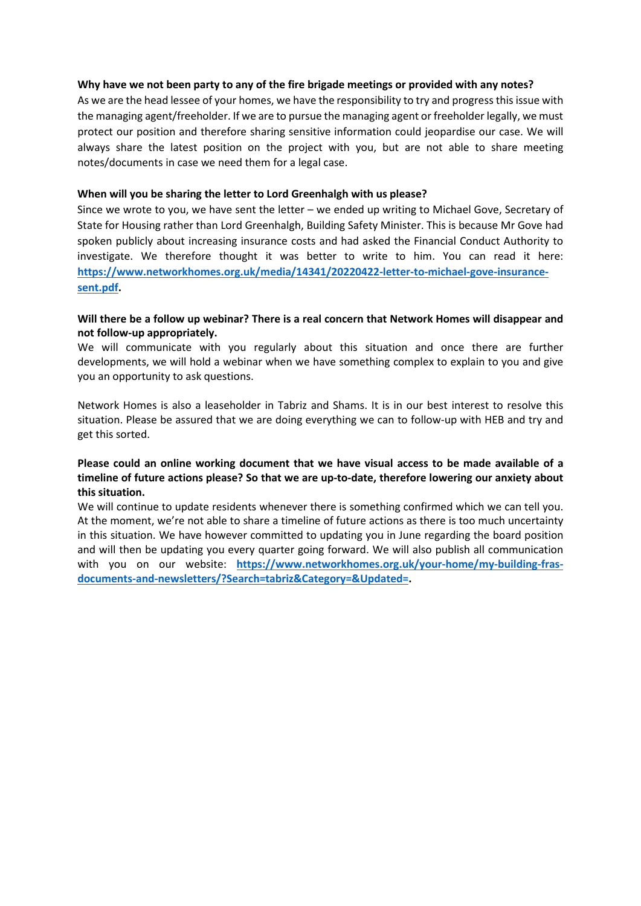**Why have we not been party to any of the fire brigade meetings or provided with any notes?**

As we are the head lessee of your homes, we have the responsibility to try and progress this issue with the managing agent/freeholder. If we are to pursue the managing agent or freeholder legally, we must protect our position and therefore sharing sensitive information could jeopardise our case. We will always share the latest position on the project with you, but are not able to share meeting notes/documents in case we need them for a legal case.

**When will you be sharing the letter to Lord Greenhalgh with us please?**

Since we wrote to you, we have sent the letter – we ended up writing to Michael Gove, Secretary of State for Housing rather than Lord Greenhalgh, Building Safety Minister. This is because Mr Gove had spoken publicly about increasing insurance costs and had asked the Financial Conduct Authority to investigate. We therefore thought it was better to write to him. You can read it here: **[https://www.networkhomes.org.uk/media/14341/20220422-letter-to-michael-gove-insurance-sent.pdf](https://www.networkhomes.org.uk/media/14341/20220422-letter-to-michael-gove-insurance-sent.pdf).**

**Will there be a follow up webinar? There is a real concern that Network Homes will disappear and not follow-up appropriately.**

We will communicate with you regularly about this situation and once there are further developments, we will hold a webinar when we have something complex to explain to you and give you an opportunity to ask questions.

Network Homes is also a leaseholder in Tabriz and Shams. It is in our best interest to resolve this situation. Please be assured that we are doing everything we can to follow-up with HEB and try and get this sorted.

**Please could an online working document that we have visual access to be made available of a timeline of future actions please? So that we are up-to-date, therefore lowering our anxiety about this situation.**

We will continue to update residents whenever there is something confirmed which we can tell you. At the moment, we're not able to share a timeline of future actions as there is too much uncertainty in this situation. We have however committed to updating you in June regarding the board position and will then be updating you every quarter going forward. We will also publish all communication with you on our website: **[https://www.networkhomes.org.uk/your-home/my-building-fras-documents-and-newsletters/?Search=tabriz&Category=&Updated=](https://www.networkhomes.org.uk/your-home/my-building-fras-documents-and-newsletters/?Search=tabriz&Category=&Updated=).**